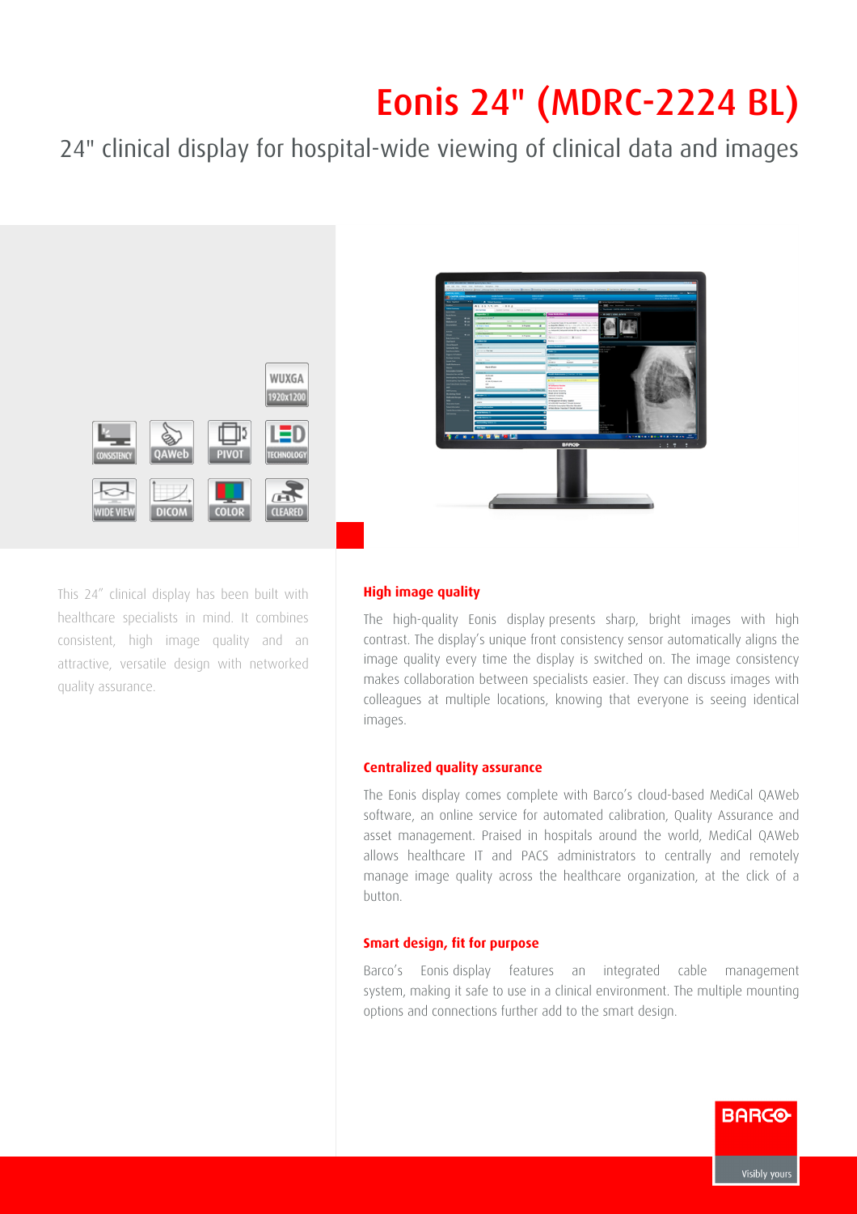# Eonis 24" (MDRC-2224 BL)

24" clinical display for hospital-wide viewing of clinical data and images

This 24" clinical display has been built with healthcare specialists in mind. It combines consistent, high image quality and an attractive, versatile design with networked quality assurance.

### High image quality

The high-quality Eonis display presents sharp, bright images with high contrast. The display's unique front consistency sensor automatically aligns the image quality every time the display is switched on. The image consistency makes collaboration between specialists easier. They can discuss images with colleagues at multiple locations, knowing that everyone is seeing identical images.

### Centralized quality assurance

The Eonis display comes complete with Barco's cloud-based MediCal QAWeb software, an online service for automated calibration, Quality Assurance and asset management. Praised in hospitals around the world, MediCal QAWeb allows healthcare IT and PACS administrators to centrally and remotely manage image quality across the healthcare organization, at the click of a button.

### Smart design, fit for purpose

Barco's Eonis display features an integrated cable management system, making it safe to use in a clinical environment. The multiple mounting options and connections further add to the smart design.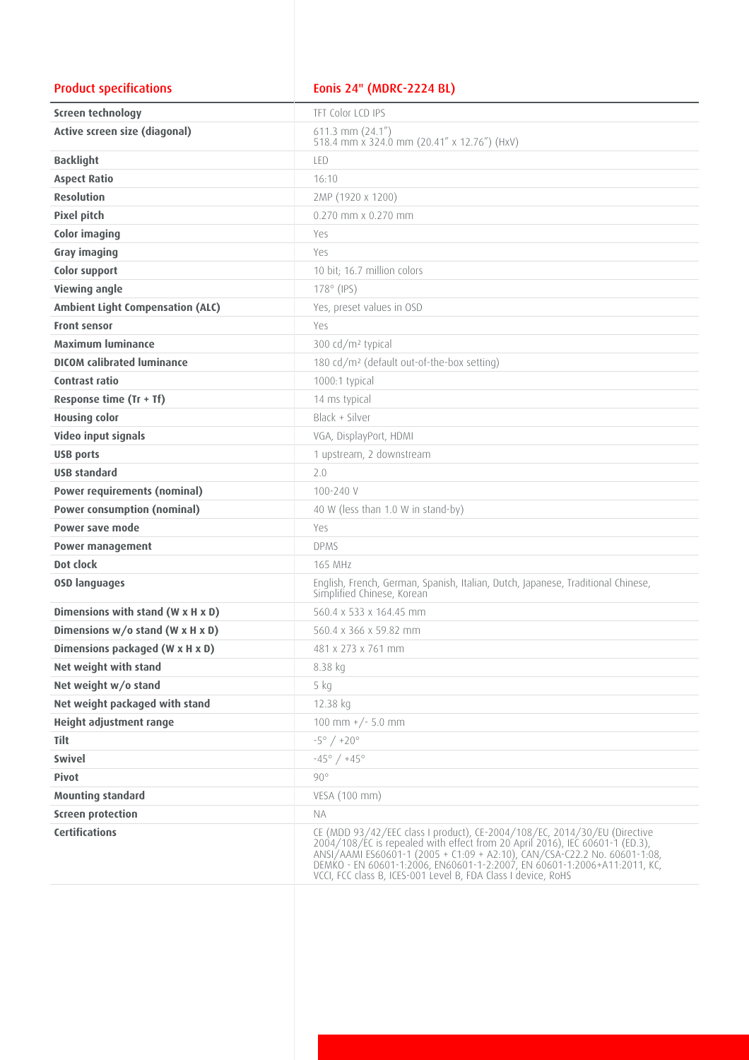| Product specifications | Eonis 24" (MDRC-2224 BL) |
| --- | --- |
| **Screen technology** | TFT Color LCD IPS |
| **Active screen size (diagonal)** | 611.3 mm (24.1")<br>518.4 mm x 324.0 mm (20.41" x 12.76") (HxV) |
| **Backlight** | LED |
| **Aspect Ratio** | 16:10 |
| **Resolution** | 2MP (1920 x 1200) |
| **Pixel pitch** | 0.270 mm x 0.270 mm |
| **Color imaging** | Yes |
| **Gray imaging** | Yes |
| **Color support** | 10 bit; 16.7 million colors |
| **Viewing angle** | 178° (IPS) |
| **Ambient Light Compensation (ALC)** | Yes, preset values in OSD |
| **Front sensor** | Yes |
| **Maximum luminance** | 300 cd/m² typical |
| **DICOM calibrated luminance** | 180 cd/m² (default out-of-the-box setting) |
| **Contrast ratio** | 1000:1 typical |
| **Response time (Tr + Tf)** | 14 ms typical |
| **Housing color** | Black + Silver |
| **Video input signals** | VGA, DisplayPort, HDMI |
| **USB ports** | 1 upstream, 2 downstream |
| **USB standard** | 2.0 |
| **Power requirements (nominal)** | 100-240 V |
| **Power consumption (nominal)** | 40 W (less than 1.0 W in stand-by) |
| **Power save mode** | Yes |
| **Power management** | DPMS |
| **Dot clock** | 165 MHz |
| **OSD languages** | English, French, German, Spanish, Italian, Dutch, Japanese, Traditional Chinese, Simplified Chinese, Korean |
| **Dimensions with stand (W x H x D)** | 560.4 x 533 x 164.45 mm |
| **Dimensions w/o stand (W x H x D)** | 560.4 x 366 x 59.82 mm |
| **Dimensions packaged (W x H x D)** | 481 x 273 x 761 mm |
| **Net weight with stand** | 8.38 kg |
| **Net weight w/o stand** | 5 kg |
| **Net weight packaged with stand** | 12.38 kg |
| **Height adjustment range** | 100 mm +/- 5.0 mm |
| **Tilt** | -5° / +20° |
| **Swivel** | -45° / +45° |
| **Pivot** | 90° |
| **Mounting standard** | VESA (100 mm) |
| **Screen protection** | NA |
| **Certifications** | CE (MDD 93/42/EEC class I product), CE-2004/108/EC, 2014/30/EU (Directive 2004/108/EC is repealed with effect from 20 April 2016), IEC 60601-1 (ED.3), ANSI/AAMI ES60601-1 (2005 + C1:09 + A2:10), CAN/CSA-C22.2 No. 60601-1:08, DEMKO - EN 60601-1:2006, EN60601-1-2:2007, EN 60601-1:2006+A11:2011, KC, VCCI, FCC class B, ICES-001 Level B, FDA Class I device, RoHS |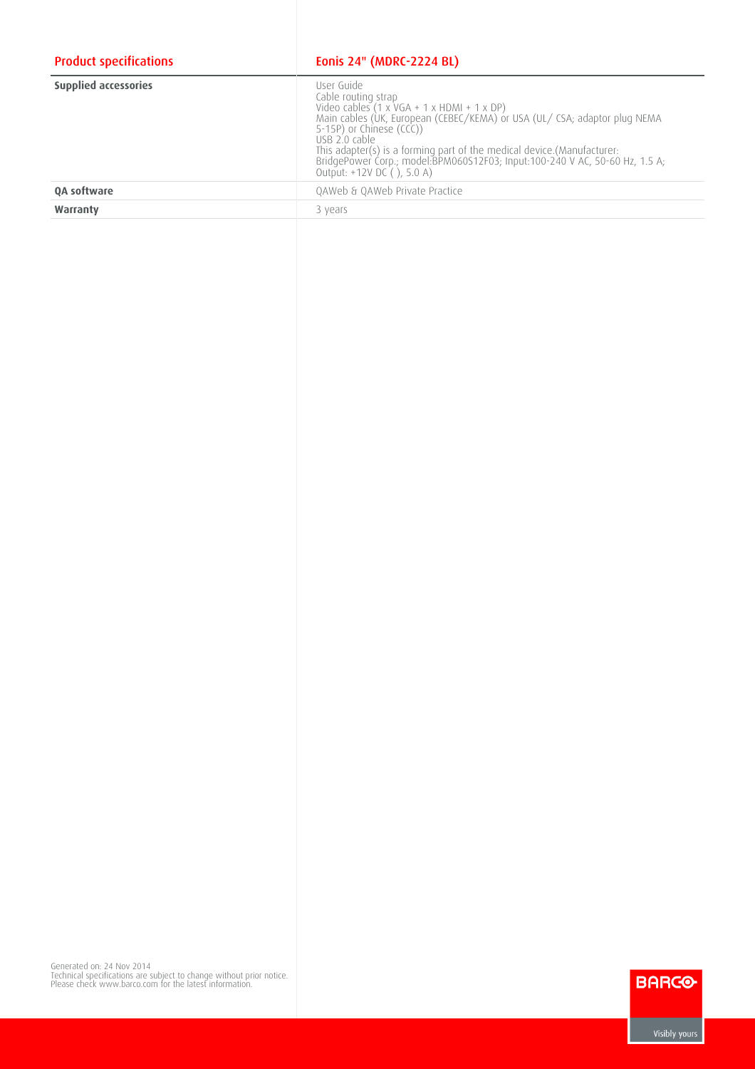| Product specifications | Eonis 24" (MDRC-2224 BL) |
|---|---|
| **Supplied accessories** | User Guide<br>Cable routing strap<br>Video cables (1 x VGA + 1 x HDMI + 1 x DP)<br>Main cables (UK, European (CEBEC/KEMA) or USA (UL/ CSA; adaptor plug NEMA 5-15P) or Chinese (CCC))<br>USB 2.0 cable<br>This adapter(s) is a forming part of the medical device.(Manufacturer: BridgePower Corp.; model:BPM060S12F03; Input:100-240 V AC, 50-60 Hz, 1.5 A; Output: +12V DC ( ), 5.0 A) |
| **QA software** | QAWeb & QAWeb Private Practice |
| **Warranty** | 3 years |

Generated on: 24 Nov 2014
Technical specifications are subject to change without prior notice.
Please check www.barco.com for the latest information.